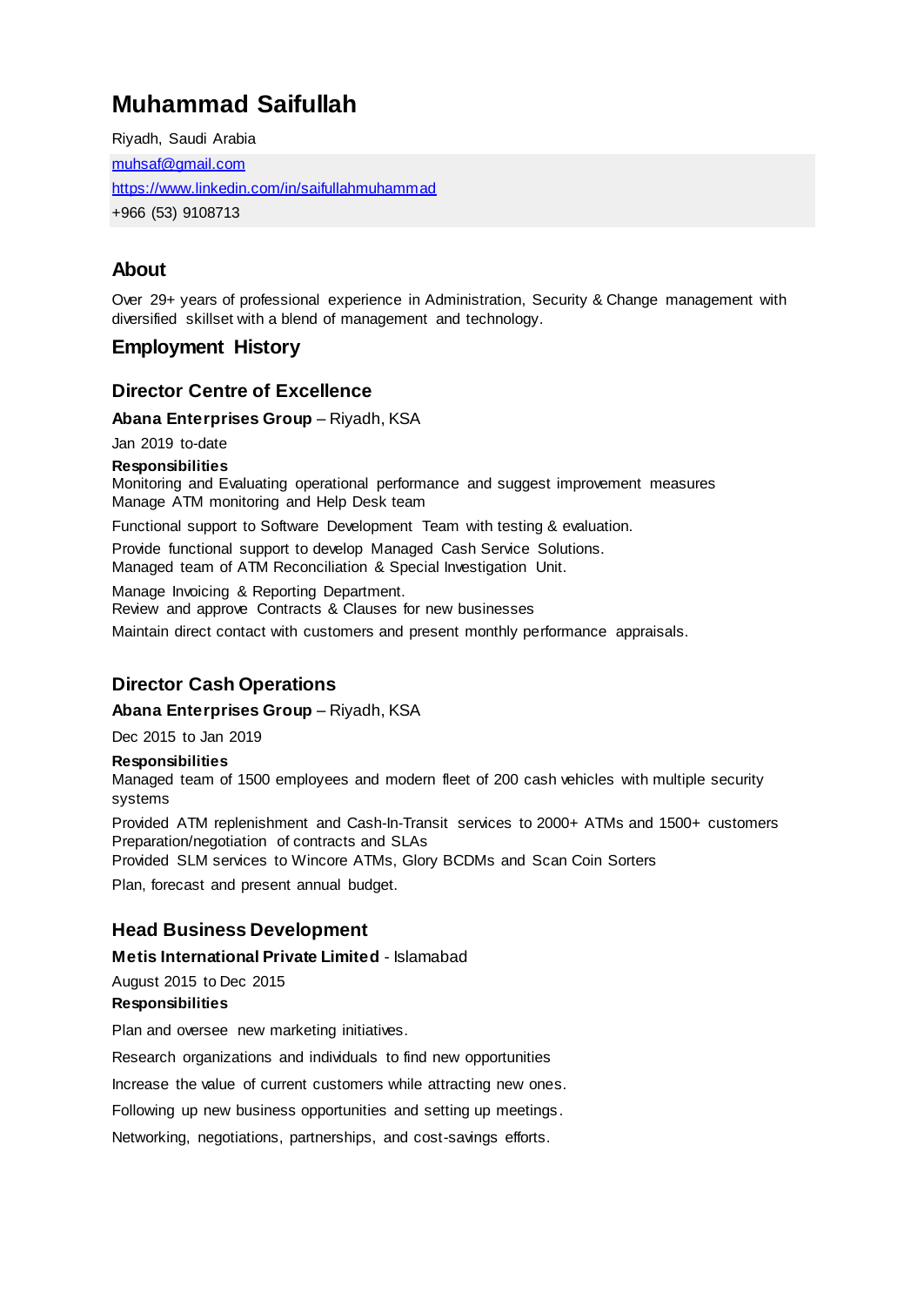# Muhammad Saifullah

Riyadh, Saudi Arabia

muhsaf@gmail.com

https://www.linkedin.com/in/saifullahmuhammad

+966 (53) 9108713

## About

Over 29+ years of professional experience in Administration, Security & Change management with diversified skillset with a blend of management and technology.

## Employment History

### Director Centre of Excellence

**Abana Enterprises Group** – Riyadh, KSA

Jan 2019 to-date

**Responsibilities**

Monitoring and Evaluating operational performance and suggest improvement measures
Manage ATM monitoring and Help Desk team

Functional support to Software Development Team with testing & evaluation.

Provide functional support to develop Managed Cash Service Solutions.
Managed team of ATM Reconciliation & Special Investigation Unit.

Manage Invoicing & Reporting Department.
Review and approve Contracts & Clauses for new businesses

Maintain direct contact with customers and present monthly performance appraisals.

### Director Cash Operations

**Abana Enterprises Group** – Riyadh, KSA

Dec 2015 to Jan 2019

**Responsibilities**

Managed team of 1500 employees and modern fleet of 200 cash vehicles with multiple security systems

Provided ATM replenishment and Cash-In-Transit services to 2000+ ATMs and 1500+ customers
Preparation/negotiation of contracts and SLAs
Provided SLM services to Wincore ATMs, Glory BCDMs and Scan Coin Sorters

Plan, forecast and present annual budget.

### Head Business Development

**Metis International Private Limited** - Islamabad

August 2015 to Dec 2015

**Responsibilities**

Plan and oversee new marketing initiatives.

Research organizations and individuals to find new opportunities

Increase the value of current customers while attracting new ones.

Following up new business opportunities and setting up meetings.

Networking, negotiations, partnerships, and cost-savings efforts.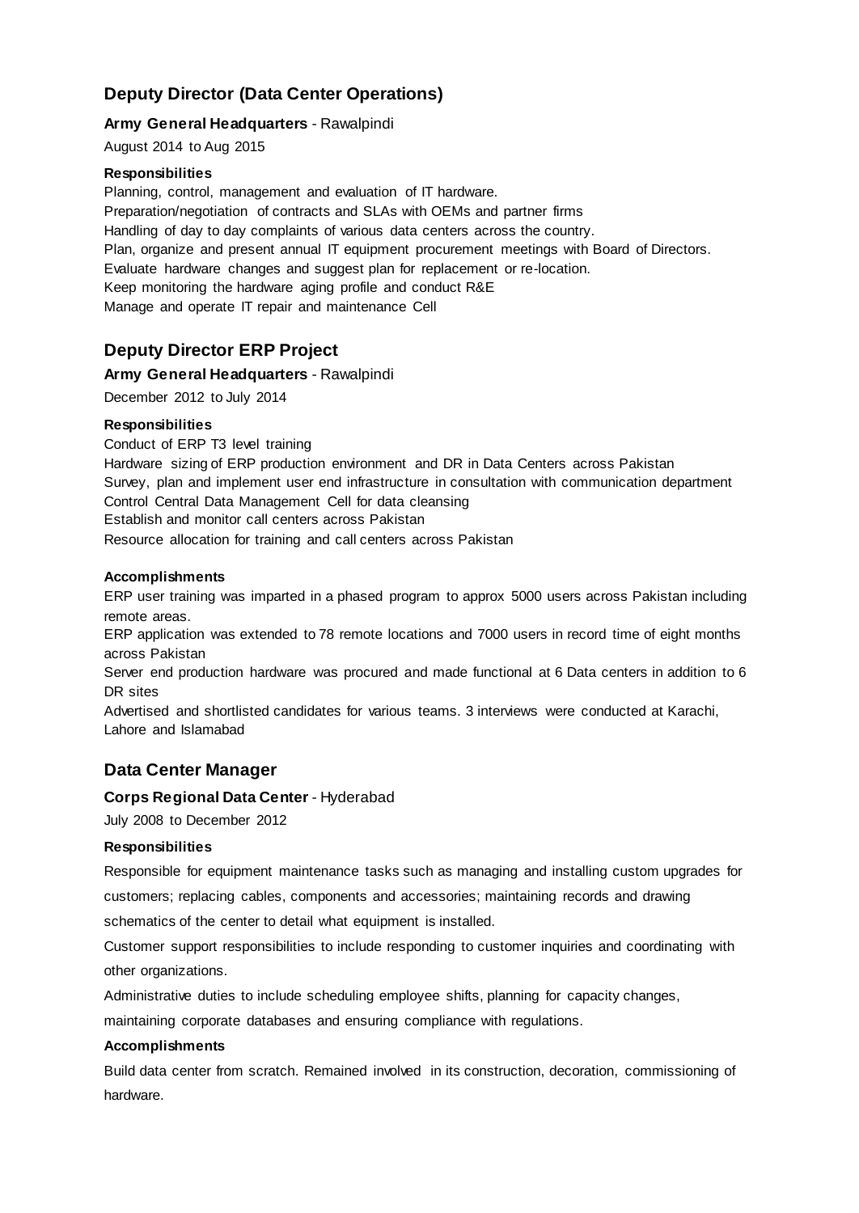## Deputy Director (Data Center Operations)

**Army General Headquarters** - Rawalpindi

August 2014 to Aug 2015

**Responsibilities**

Planning, control, management and evaluation of IT hardware.
Preparation/negotiation of contracts and SLAs with OEMs and partner firms
Handling of day to day complaints of various data centers across the country.
Plan, organize and present annual IT equipment procurement meetings with Board of Directors.
Evaluate hardware changes and suggest plan for replacement or re-location.
Keep monitoring the hardware aging profile and conduct R&E
Manage and operate IT repair and maintenance Cell

## Deputy Director ERP Project

**Army General Headquarters** - Rawalpindi

December 2012 to July 2014

**Responsibilities**

Conduct of ERP T3 level training
Hardware sizing of ERP production environment and DR in Data Centers across Pakistan
Survey, plan and implement user end infrastructure in consultation with communication department
Control Central Data Management Cell for data cleansing
Establish and monitor call centers across Pakistan
Resource allocation for training and call centers across Pakistan

**Accomplishments**

ERP user training was imparted in a phased program to approx 5000 users across Pakistan including remote areas.
ERP application was extended to 78 remote locations and 7000 users in record time of eight months across Pakistan
Server end production hardware was procured and made functional at 6 Data centers in addition to 6 DR sites
Advertised and shortlisted candidates for various teams. 3 interviews were conducted at Karachi, Lahore and Islamabad

## Data Center Manager

**Corps Regional Data Center** - Hyderabad

July 2008 to December 2012

**Responsibilities**

Responsible for equipment maintenance tasks such as managing and installing custom upgrades for customers; replacing cables, components and accessories; maintaining records and drawing schematics of the center to detail what equipment is installed.

Customer support responsibilities to include responding to customer inquiries and coordinating with other organizations.

Administrative duties to include scheduling employee shifts, planning for capacity changes, maintaining corporate databases and ensuring compliance with regulations.

**Accomplishments**

Build data center from scratch. Remained involved in its construction, decoration, commissioning of hardware.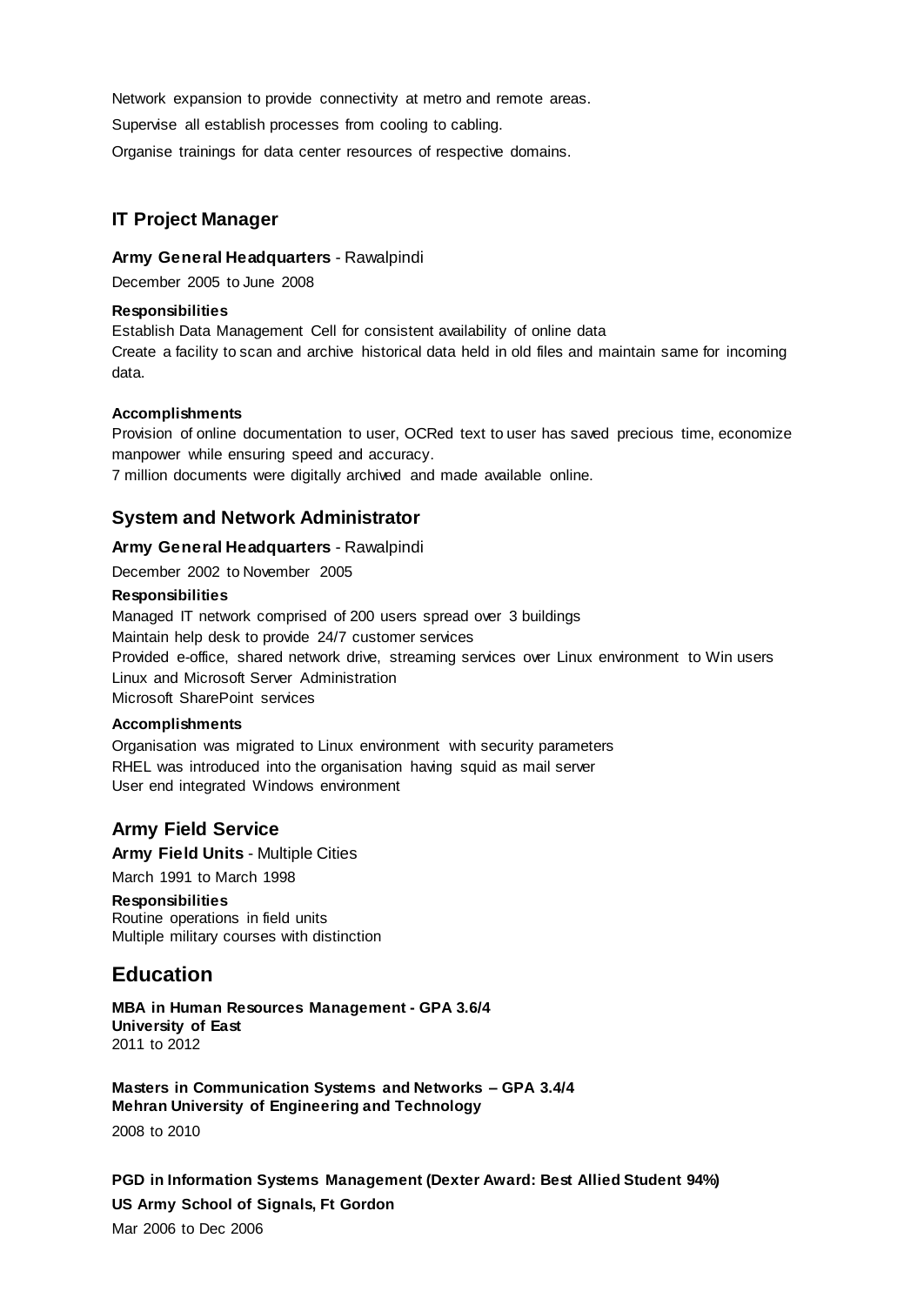Network expansion to provide connectivity at metro and remote areas.

Supervise all establish processes from cooling to cabling.

Organise trainings for data center resources of respective domains.

### IT Project Manager

**Army General Headquarters** - Rawalpindi

December 2005 to June 2008

**Responsibilities**

Establish Data Management Cell for consistent availability of online data
Create a facility to scan and archive historical data held in old files and maintain same for incoming data.

**Accomplishments**

Provision of online documentation to user, OCRed text to user has saved precious time, economize manpower while ensuring speed and accuracy.
7 million documents were digitally archived and made available online.

### System and Network Administrator

**Army General Headquarters** - Rawalpindi

December 2002 to November 2005

**Responsibilities**

Managed IT network comprised of 200 users spread over 3 buildings
Maintain help desk to provide 24/7 customer services
Provided e-office, shared network drive, streaming services over Linux environment to Win users
Linux and Microsoft Server Administration
Microsoft SharePoint services

**Accomplishments**

Organisation was migrated to Linux environment with security parameters
RHEL was introduced into the organisation having squid as mail server
User end integrated Windows environment

### Army Field Service

**Army Field Units** - Multiple Cities

March 1991 to March 1998

**Responsibilities**
Routine operations in field units
Multiple military courses with distinction

## Education

**MBA in Human Resources Management - GPA 3.6/4**
**University of East**
2011 to 2012

**Masters in Communication Systems and Networks – GPA 3.4/4**
**Mehran University of Engineering and Technology**

2008 to 2010

**PGD in Information Systems Management (Dexter Award: Best Allied Student 94%)**

**US Army School of Signals, Ft Gordon**

Mar 2006 to Dec 2006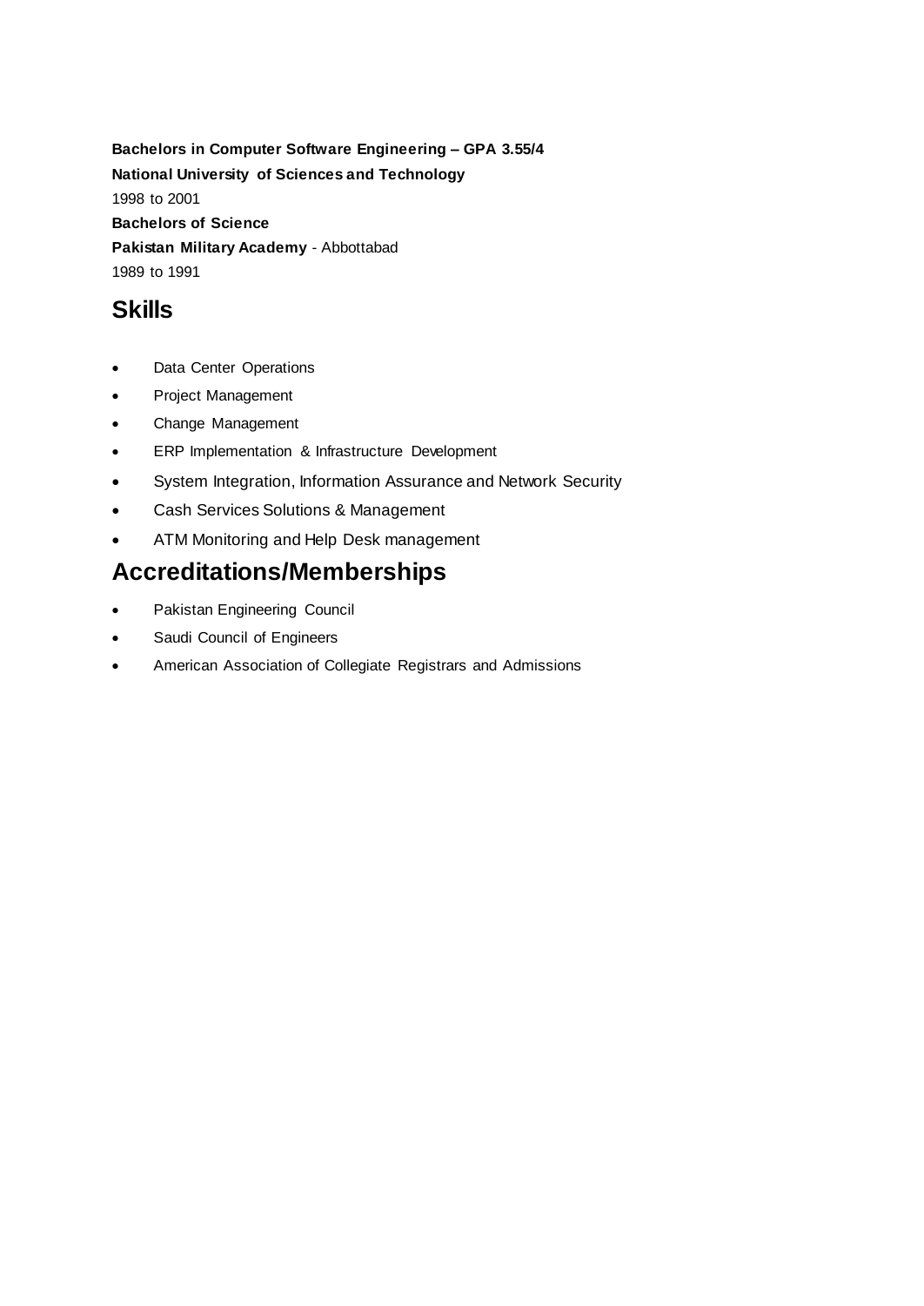**Bachelors in Computer Software Engineering – GPA 3.55/4**

**National University of Sciences and Technology**

1998 to 2001

**Bachelors of Science**

**Pakistan Military Academy** - Abbottabad

1989 to 1991

## Skills

- Data Center Operations
- Project Management
- Change Management
- ERP Implementation & Infrastructure Development
- System Integration, Information Assurance and Network Security
- Cash Services Solutions & Management
- ATM Monitoring and Help Desk management

## Accreditations/Memberships

- Pakistan Engineering Council
- Saudi Council of Engineers
- American Association of Collegiate Registrars and Admissions